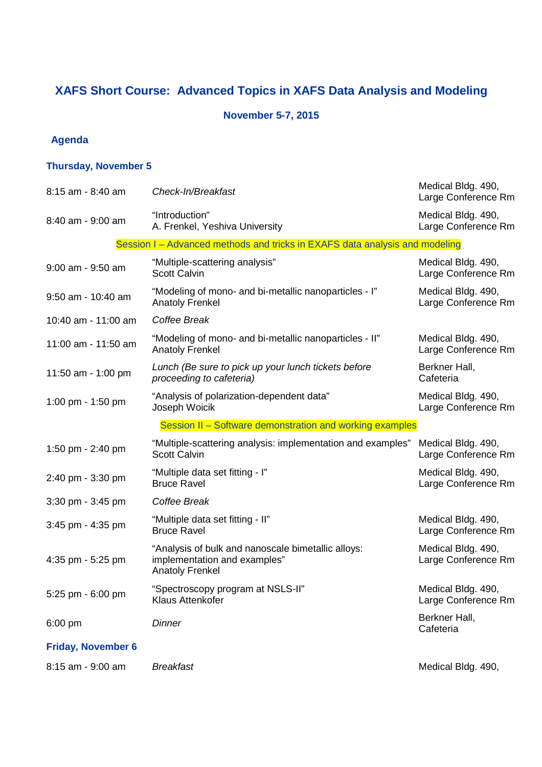# XAFS Short Course: Advanced Topics in XAFS Data Analysis and Modeling

**November 5-7, 2015**

## Agenda

### Thursday, November 5

| | | |
|---|---|---|
| 8:15 am - 8:40 am | *Check-In/Breakfast* | Medical Bldg. 490, Large Conference Rm |
| 8:40 am - 9:00 am | "Introduction"<br>A. Frenkel, Yeshiva University | Medical Bldg. 490, Large Conference Rm |
| | Session I – Advanced methods and tricks in EXAFS data analysis and modeling | |
| 9:00 am - 9:50 am | "Multiple-scattering analysis"<br>Scott Calvin | Medical Bldg. 490, Large Conference Rm |
| 9:50 am - 10:40 am | "Modeling of mono- and bi-metallic nanoparticles - I"<br>Anatoly Frenkel | Medical Bldg. 490, Large Conference Rm |
| 10:40 am - 11:00 am | *Coffee Break* | |
| 11:00 am - 11:50 am | "Modeling of mono- and bi-metallic nanoparticles - II"<br>Anatoly Frenkel | Medical Bldg. 490, Large Conference Rm |
| 11:50 am - 1:00 pm | *Lunch (Be sure to pick up your lunch tickets before proceeding to cafeteria)* | Berkner Hall, Cafeteria |
| 1:00 pm - 1:50 pm | "Analysis of polarization-dependent data"<br>Joseph Woicik | Medical Bldg. 490, Large Conference Rm |
| | Session II – Software demonstration and working examples | |
| 1:50 pm - 2:40 pm | "Multiple-scattering analysis: implementation and examples"<br>Scott Calvin | Medical Bldg. 490, Large Conference Rm |
| 2:40 pm - 3:30 pm | "Multiple data set fitting - I"<br>Bruce Ravel | Medical Bldg. 490, Large Conference Rm |
| 3:30 pm - 3:45 pm | *Coffee Break* | |
| 3:45 pm - 4:35 pm | "Multiple data set fitting - II"<br>Bruce Ravel | Medical Bldg. 490, Large Conference Rm |
| 4:35 pm - 5:25 pm | "Analysis of bulk and nanoscale bimetallic alloys: implementation and examples"<br>Anatoly Frenkel | Medical Bldg. 490, Large Conference Rm |
| 5:25 pm - 6:00 pm | "Spectroscopy program at NSLS-II"<br>Klaus Attenkofer | Medical Bldg. 490, Large Conference Rm |
| 6:00 pm | *Dinner* | Berkner Hall, Cafeteria |

### Friday, November 6

| | | |
|---|---|---|
| 8:15 am - 9:00 am | *Breakfast* | Medical Bldg. 490, |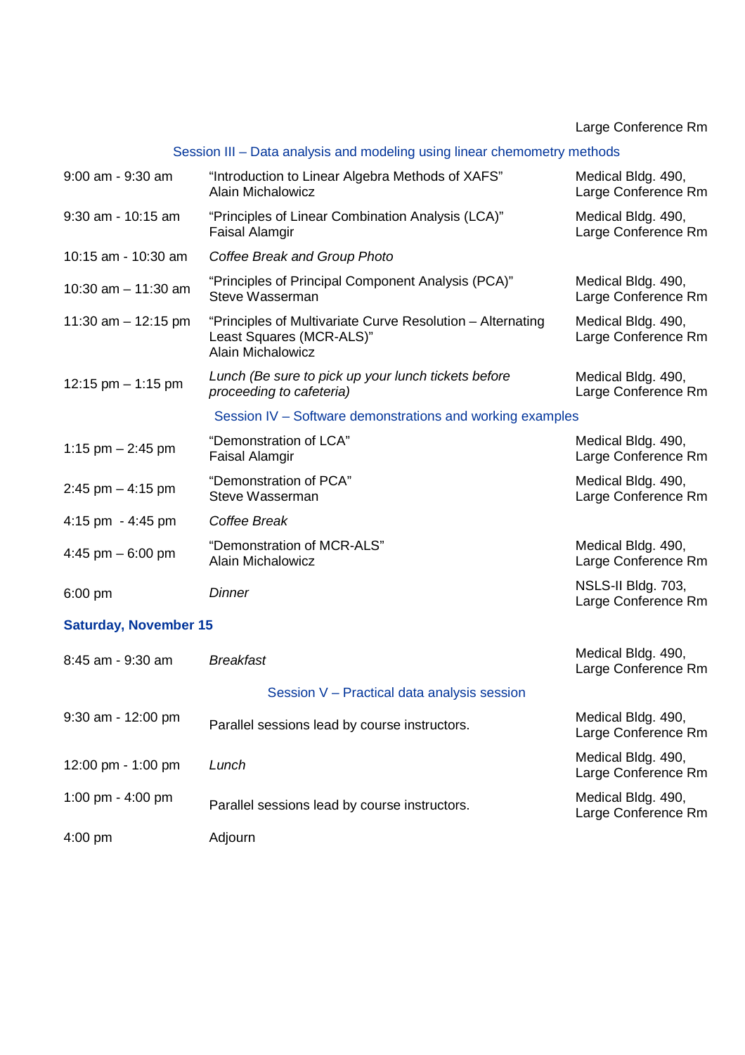Large Conference Rm

| | | |
|---|---|---|
| | Session III – Data analysis and modeling using linear chemometry methods | |
| 9:00 am - 9:30 am | "Introduction to Linear Algebra Methods of XAFS"<br>Alain Michalowicz | Medical Bldg. 490,<br>Large Conference Rm |
| 9:30 am - 10:15 am | "Principles of Linear Combination Analysis (LCA)"<br>Faisal Alamgir | Medical Bldg. 490,<br>Large Conference Rm |
| 10:15 am - 10:30 am | *Coffee Break and Group Photo* | |
| 10:30 am – 11:30 am | "Principles of Principal Component Analysis (PCA)"<br>Steve Wasserman | Medical Bldg. 490,<br>Large Conference Rm |
| 11:30 am – 12:15 pm | "Principles of Multivariate Curve Resolution – Alternating Least Squares (MCR-ALS)"<br>Alain Michalowicz | Medical Bldg. 490,<br>Large Conference Rm |
| 12:15 pm – 1:15 pm | *Lunch (Be sure to pick up your lunch tickets before proceeding to cafeteria)* | Medical Bldg. 490,<br>Large Conference Rm |
| | Session IV – Software demonstrations and working examples | |
| 1:15 pm – 2:45 pm | "Demonstration of LCA"<br>Faisal Alamgir | Medical Bldg. 490,<br>Large Conference Rm |
| 2:45 pm – 4:15 pm | "Demonstration of PCA"<br>Steve Wasserman | Medical Bldg. 490,<br>Large Conference Rm |
| 4:15 pm - 4:45 pm | *Coffee Break* | |
| 4:45 pm – 6:00 pm | "Demonstration of MCR-ALS"<br>Alain Michalowicz | Medical Bldg. 490,<br>Large Conference Rm |
| 6:00 pm | *Dinner* | NSLS-II Bldg. 703,<br>Large Conference Rm |

**Saturday, November 15**

| | | |
|---|---|---|
| 8:45 am - 9:30 am | *Breakfast* | Medical Bldg. 490,<br>Large Conference Rm |
| | Session V – Practical data analysis session | |
| 9:30 am - 12:00 pm | Parallel sessions lead by course instructors. | Medical Bldg. 490,<br>Large Conference Rm |
| 12:00 pm - 1:00 pm | *Lunch* | Medical Bldg. 490,<br>Large Conference Rm |
| 1:00 pm - 4:00 pm | Parallel sessions lead by course instructors. | Medical Bldg. 490,<br>Large Conference Rm |
| 4:00 pm | Adjourn | |